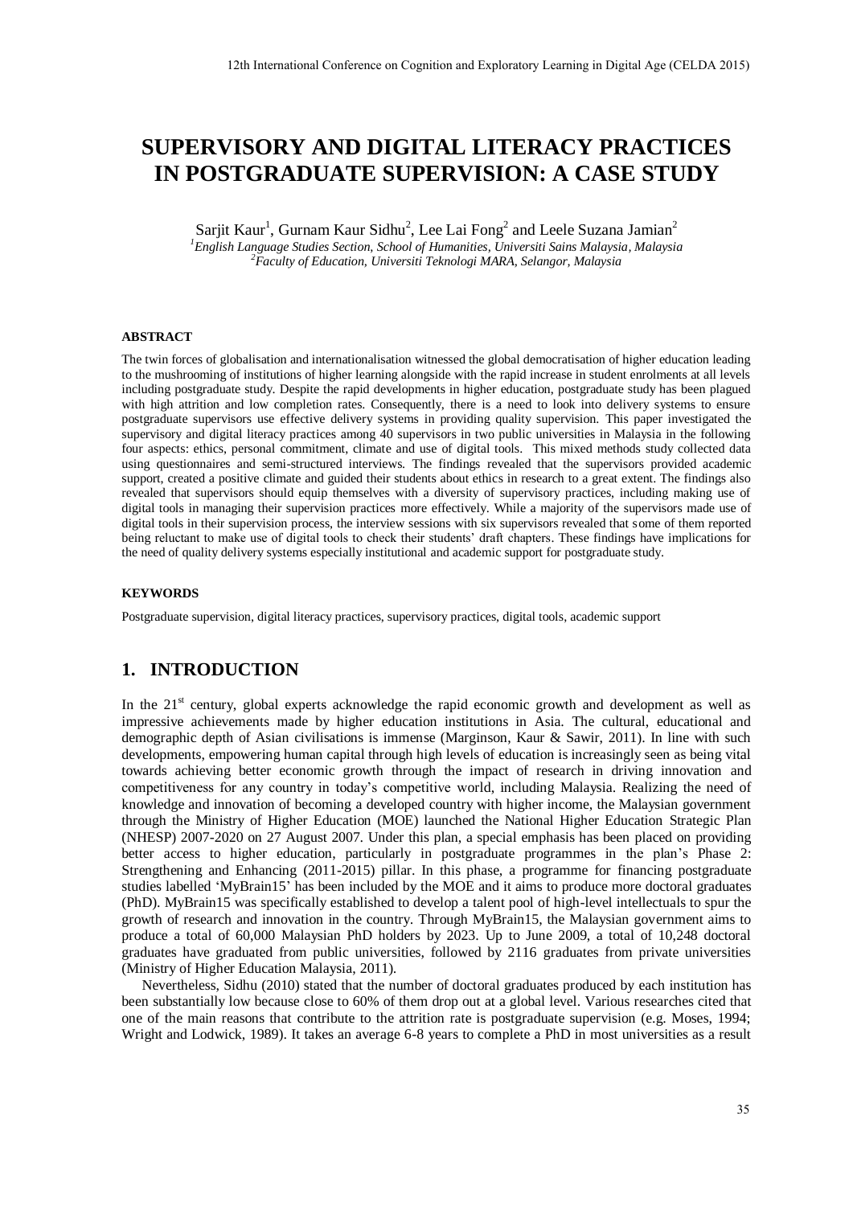# SUPERVISORY AND DIGITAL LITERACY PRACTICES IN POSTGRADUATE SUPERVISION: A CASE STUDY

Sarjit Kaur[1], Gurnam Kaur Sidhu[2], Lee Lai Fong[2] and Leele Suzana Jamian[2]

[1]*English Language Studies Section, School of Humanities, Universiti Sains Malaysia, Malaysia*
[2]*Faculty of Education, Universiti Teknologi MARA, Selangor, Malaysia*

#### ABSTRACT

The twin forces of globalisation and internationalisation witnessed the global democratisation of higher education leading to the mushrooming of institutions of higher learning alongside with the rapid increase in student enrolments at all levels including postgraduate study. Despite the rapid developments in higher education, postgraduate study has been plagued with high attrition and low completion rates. Consequently, there is a need to look into delivery systems to ensure postgraduate supervisors use effective delivery systems in providing quality supervision. This paper investigated the supervisory and digital literacy practices among 40 supervisors in two public universities in Malaysia in the following four aspects: ethics, personal commitment, climate and use of digital tools. This mixed methods study collected data using questionnaires and semi-structured interviews. The findings revealed that the supervisors provided academic support, created a positive climate and guided their students about ethics in research to a great extent. The findings also revealed that supervisors should equip themselves with a diversity of supervisory practices, including making use of digital tools in managing their supervision practices more effectively. While a majority of the supervisors made use of digital tools in their supervision process, the interview sessions with six supervisors revealed that some of them reported being reluctant to make use of digital tools to check their students' draft chapters. These findings have implications for the need of quality delivery systems especially institutional and academic support for postgraduate study.

#### KEYWORDS

Postgraduate supervision, digital literacy practices, supervisory practices, digital tools, academic support

## 1. INTRODUCTION

In the 21st century, global experts acknowledge the rapid economic growth and development as well as impressive achievements made by higher education institutions in Asia. The cultural, educational and demographic depth of Asian civilisations is immense (Marginson, Kaur & Sawir, 2011). In line with such developments, empowering human capital through high levels of education is increasingly seen as being vital towards achieving better economic growth through the impact of research in driving innovation and competitiveness for any country in today's competitive world, including Malaysia. Realizing the need of knowledge and innovation of becoming a developed country with higher income, the Malaysian government through the Ministry of Higher Education (MOE) launched the National Higher Education Strategic Plan (NHESP) 2007-2020 on 27 August 2007. Under this plan, a special emphasis has been placed on providing better access to higher education, particularly in postgraduate programmes in the plan's Phase 2: Strengthening and Enhancing (2011-2015) pillar. In this phase, a programme for financing postgraduate studies labelled 'MyBrain15' has been included by the MOE and it aims to produce more doctoral graduates (PhD). MyBrain15 was specifically established to develop a talent pool of high-level intellectuals to spur the growth of research and innovation in the country. Through MyBrain15, the Malaysian government aims to produce a total of 60,000 Malaysian PhD holders by 2023. Up to June 2009, a total of 10,248 doctoral graduates have graduated from public universities, followed by 2116 graduates from private universities (Ministry of Higher Education Malaysia, 2011).

Nevertheless, Sidhu (2010) stated that the number of doctoral graduates produced by each institution has been substantially low because close to 60% of them drop out at a global level. Various researches cited that one of the main reasons that contribute to the attrition rate is postgraduate supervision (e.g. Moses, 1994; Wright and Lodwick, 1989). It takes an average 6-8 years to complete a PhD in most universities as a result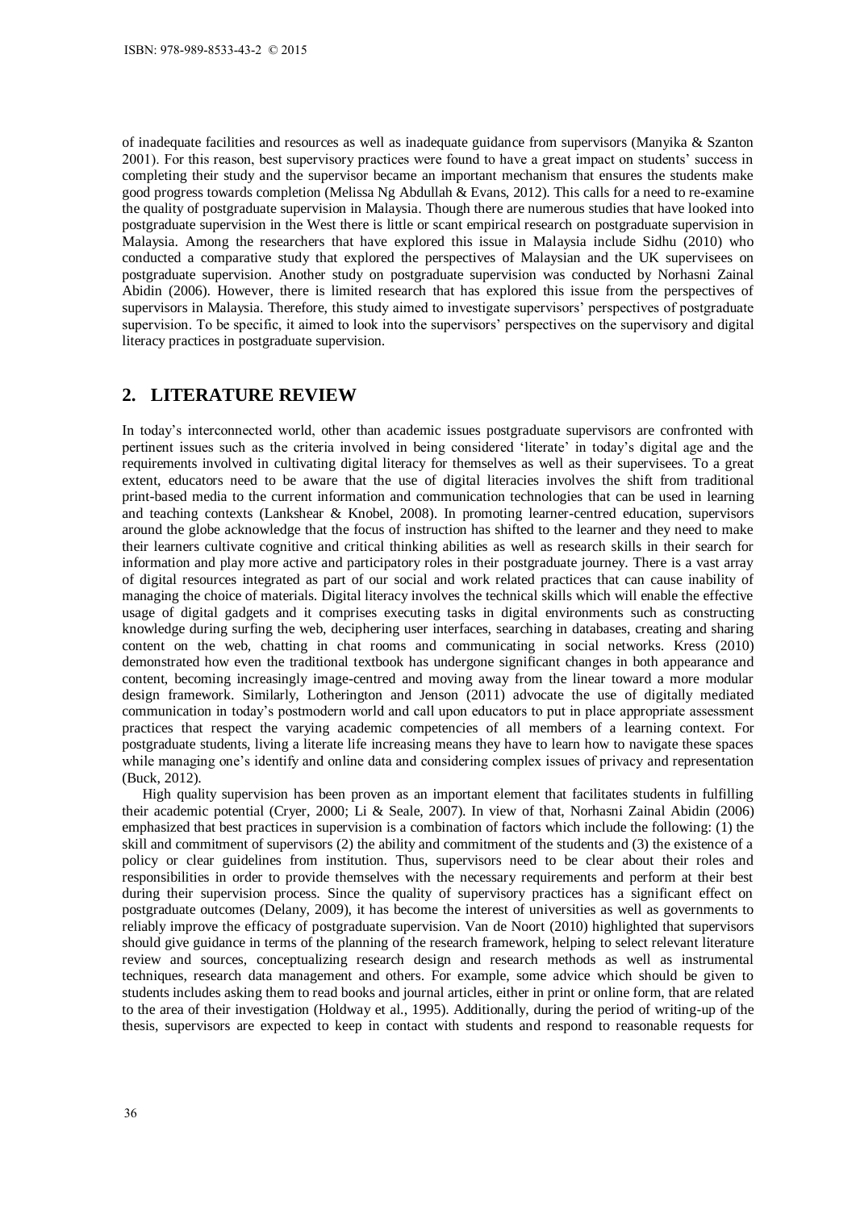of inadequate facilities and resources as well as inadequate guidance from supervisors (Manyika & Szanton 2001). For this reason, best supervisory practices were found to have a great impact on students' success in completing their study and the supervisor became an important mechanism that ensures the students make good progress towards completion (Melissa Ng Abdullah & Evans, 2012). This calls for a need to re-examine the quality of postgraduate supervision in Malaysia. Though there are numerous studies that have looked into postgraduate supervision in the West there is little or scant empirical research on postgraduate supervision in Malaysia. Among the researchers that have explored this issue in Malaysia include Sidhu (2010) who conducted a comparative study that explored the perspectives of Malaysian and the UK supervisees on postgraduate supervision. Another study on postgraduate supervision was conducted by Norhasni Zainal Abidin (2006). However, there is limited research that has explored this issue from the perspectives of supervisors in Malaysia. Therefore, this study aimed to investigate supervisors' perspectives of postgraduate supervision. To be specific, it aimed to look into the supervisors' perspectives on the supervisory and digital literacy practices in postgraduate supervision.

## 2. LITERATURE REVIEW

In today's interconnected world, other than academic issues postgraduate supervisors are confronted with pertinent issues such as the criteria involved in being considered 'literate' in today's digital age and the requirements involved in cultivating digital literacy for themselves as well as their supervisees. To a great extent, educators need to be aware that the use of digital literacies involves the shift from traditional print-based media to the current information and communication technologies that can be used in learning and teaching contexts (Lankshear & Knobel, 2008). In promoting learner-centred education, supervisors around the globe acknowledge that the focus of instruction has shifted to the learner and they need to make their learners cultivate cognitive and critical thinking abilities as well as research skills in their search for information and play more active and participatory roles in their postgraduate journey. There is a vast array of digital resources integrated as part of our social and work related practices that can cause inability of managing the choice of materials. Digital literacy involves the technical skills which will enable the effective usage of digital gadgets and it comprises executing tasks in digital environments such as constructing knowledge during surfing the web, deciphering user interfaces, searching in databases, creating and sharing content on the web, chatting in chat rooms and communicating in social networks. Kress (2010) demonstrated how even the traditional textbook has undergone significant changes in both appearance and content, becoming increasingly image-centred and moving away from the linear toward a more modular design framework. Similarly, Lotherington and Jenson (2011) advocate the use of digitally mediated communication in today's postmodern world and call upon educators to put in place appropriate assessment practices that respect the varying academic competencies of all members of a learning context. For postgraduate students, living a literate life increasing means they have to learn how to navigate these spaces while managing one's identify and online data and considering complex issues of privacy and representation (Buck, 2012).

High quality supervision has been proven as an important element that facilitates students in fulfilling their academic potential (Cryer, 2000; Li & Seale, 2007). In view of that, Norhasni Zainal Abidin (2006) emphasized that best practices in supervision is a combination of factors which include the following: (1) the skill and commitment of supervisors (2) the ability and commitment of the students and (3) the existence of a policy or clear guidelines from institution. Thus, supervisors need to be clear about their roles and responsibilities in order to provide themselves with the necessary requirements and perform at their best during their supervision process. Since the quality of supervisory practices has a significant effect on postgraduate outcomes (Delany, 2009), it has become the interest of universities as well as governments to reliably improve the efficacy of postgraduate supervision. Van de Noort (2010) highlighted that supervisors should give guidance in terms of the planning of the research framework, helping to select relevant literature review and sources, conceptualizing research design and research methods as well as instrumental techniques, research data management and others. For example, some advice which should be given to students includes asking them to read books and journal articles, either in print or online form, that are related to the area of their investigation (Holdway et al., 1995). Additionally, during the period of writing-up of the thesis, supervisors are expected to keep in contact with students and respond to reasonable requests for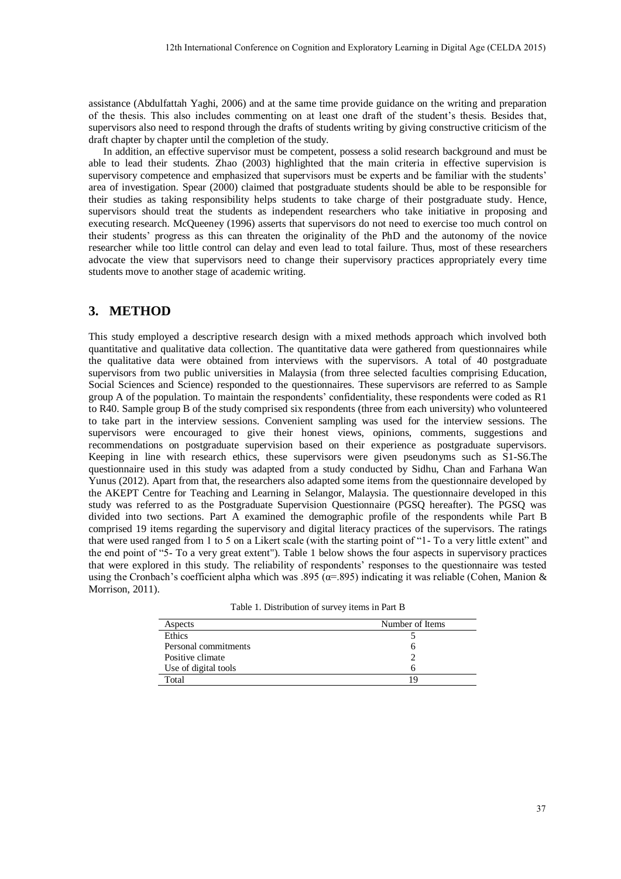assistance (Abdulfattah Yaghi, 2006) and at the same time provide guidance on the writing and preparation of the thesis. This also includes commenting on at least one draft of the student's thesis. Besides that, supervisors also need to respond through the drafts of students writing by giving constructive criticism of the draft chapter by chapter until the completion of the study.

In addition, an effective supervisor must be competent, possess a solid research background and must be able to lead their students. Zhao (2003) highlighted that the main criteria in effective supervision is supervisory competence and emphasized that supervisors must be experts and be familiar with the students' area of investigation. Spear (2000) claimed that postgraduate students should be able to be responsible for their studies as taking responsibility helps students to take charge of their postgraduate study. Hence, supervisors should treat the students as independent researchers who take initiative in proposing and executing research. McQueeney (1996) asserts that supervisors do not need to exercise too much control on their students' progress as this can threaten the originality of the PhD and the autonomy of the novice researcher while too little control can delay and even lead to total failure. Thus, most of these researchers advocate the view that supervisors need to change their supervisory practices appropriately every time students move to another stage of academic writing.

## 3. METHOD

This study employed a descriptive research design with a mixed methods approach which involved both quantitative and qualitative data collection. The quantitative data were gathered from questionnaires while the qualitative data were obtained from interviews with the supervisors. A total of 40 postgraduate supervisors from two public universities in Malaysia (from three selected faculties comprising Education, Social Sciences and Science) responded to the questionnaires. These supervisors are referred to as Sample group A of the population. To maintain the respondents' confidentiality, these respondents were coded as R1 to R40. Sample group B of the study comprised six respondents (three from each university) who volunteered to take part in the interview sessions. Convenient sampling was used for the interview sessions. The supervisors were encouraged to give their honest views, opinions, comments, suggestions and recommendations on postgraduate supervision based on their experience as postgraduate supervisors. Keeping in line with research ethics, these supervisors were given pseudonyms such as S1-S6.The questionnaire used in this study was adapted from a study conducted by Sidhu, Chan and Farhana Wan Yunus (2012). Apart from that, the researchers also adapted some items from the questionnaire developed by the AKEPT Centre for Teaching and Learning in Selangor, Malaysia. The questionnaire developed in this study was referred to as the Postgraduate Supervision Questionnaire (PGSQ hereafter). The PGSQ was divided into two sections. Part A examined the demographic profile of the respondents while Part B comprised 19 items regarding the supervisory and digital literacy practices of the supervisors. The ratings that were used ranged from 1 to 5 on a Likert scale (with the starting point of "1- To a very little extent" and the end point of "5- To a very great extent"). Table 1 below shows the four aspects in supervisory practices that were explored in this study. The reliability of respondents' responses to the questionnaire was tested using the Cronbach's coefficient alpha which was .895 ($\alpha$=.895) indicating it was reliable (Cohen, Manion & Morrison, 2011).

Table 1. Distribution of survey items in Part B

| Aspects | Number of Items |
|---|---|
| Ethics | 5 |
| Personal commitments | 6 |
| Positive climate | 2 |
| Use of digital tools | 6 |
| Total | 19 |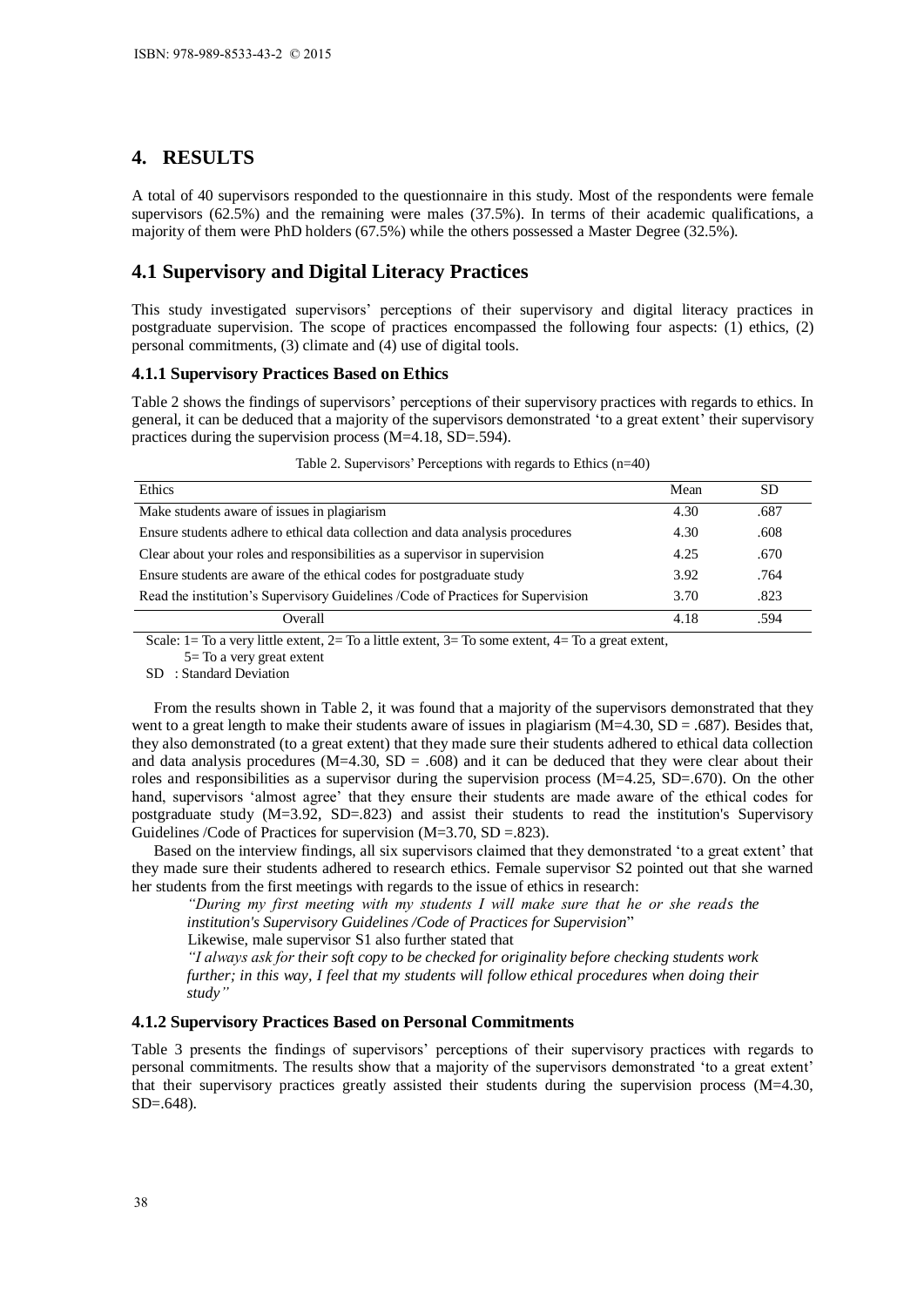## 4. RESULTS

A total of 40 supervisors responded to the questionnaire in this study. Most of the respondents were female supervisors (62.5%) and the remaining were males (37.5%). In terms of their academic qualifications, a majority of them were PhD holders (67.5%) while the others possessed a Master Degree (32.5%).

## 4.1 Supervisory and Digital Literacy Practices

This study investigated supervisors' perceptions of their supervisory and digital literacy practices in postgraduate supervision. The scope of practices encompassed the following four aspects: (1) ethics, (2) personal commitments, (3) climate and (4) use of digital tools.

### 4.1.1 Supervisory Practices Based on Ethics

Table 2 shows the findings of supervisors' perceptions of their supervisory practices with regards to ethics. In general, it can be deduced that a majority of the supervisors demonstrated 'to a great extent' their supervisory practices during the supervision process (M=4.18, SD=.594).

Table 2. Supervisors' Perceptions with regards to Ethics (n=40)

| Ethics | Mean | SD |
|---|---|---|
| Make students aware of issues in plagiarism | 4.30 | .687 |
| Ensure students adhere to ethical data collection and data analysis procedures | 4.30 | .608 |
| Clear about your roles and responsibilities as a supervisor in supervision | 4.25 | .670 |
| Ensure students are aware of the ethical codes for postgraduate study | 3.92 | .764 |
| Read the institution's Supervisory Guidelines /Code of Practices for Supervision | 3.70 | .823 |
| Overall | 4.18 | .594 |

Scale: 1= To a very little extent, 2= To a little extent, 3= To some extent, 4= To a great extent, 5= To a very great extent

SD : Standard Deviation

From the results shown in Table 2, it was found that a majority of the supervisors demonstrated that they went to a great length to make their students aware of issues in plagiarism (M=4.30, SD = .687). Besides that, they also demonstrated (to a great extent) that they made sure their students adhered to ethical data collection and data analysis procedures (M=4.30, SD = .608) and it can be deduced that they were clear about their roles and responsibilities as a supervisor during the supervision process (M=4.25, SD=.670). On the other hand, supervisors 'almost agree' that they ensure their students are made aware of the ethical codes for postgraduate study (M=3.92, SD=.823) and assist their students to read the institution's Supervisory Guidelines /Code of Practices for supervision (M=3.70, SD =.823).

Based on the interview findings, all six supervisors claimed that they demonstrated 'to a great extent' that they made sure their students adhered to research ethics. Female supervisor S2 pointed out that she warned her students from the first meetings with regards to the issue of ethics in research:

> *"During my first meeting with my students I will make sure that he or she reads the institution's Supervisory Guidelines /Code of Practices for Supervision*"

Likewise, male supervisor S1 also further stated that

> *"I always ask for their soft copy to be checked for originality before checking students work further; in this way, I feel that my students will follow ethical procedures when doing their study"*

### 4.1.2 Supervisory Practices Based on Personal Commitments

Table 3 presents the findings of supervisors' perceptions of their supervisory practices with regards to personal commitments. The results show that a majority of the supervisors demonstrated 'to a great extent' that their supervisory practices greatly assisted their students during the supervision process (M=4.30, SD=.648).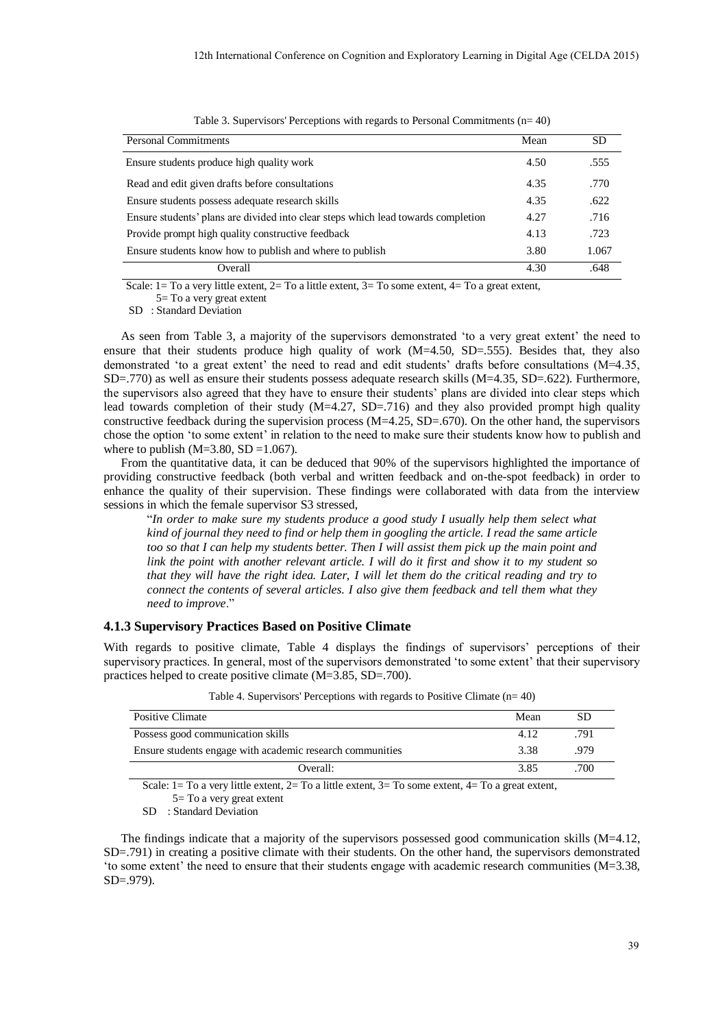Table 3. Supervisors' Perceptions with regards to Personal Commitments (n= 40)

| Personal Commitments | Mean | SD |
|---|---|---|
| Ensure students produce high quality work | 4.50 | .555 |
| Read and edit given drafts before consultations | 4.35 | .770 |
| Ensure students possess adequate research skills | 4.35 | .622 |
| Ensure students' plans are divided into clear steps which lead towards completion | 4.27 | .716 |
| Provide prompt high quality constructive feedback | 4.13 | .723 |
| Ensure students know how to publish and where to publish | 3.80 | 1.067 |
| Overall | 4.30 | .648 |

Scale: 1= To a very little extent, 2= To a little extent, 3= To some extent, 4= To a great extent, 5= To a very great extent
SD : Standard Deviation

As seen from Table 3, a majority of the supervisors demonstrated 'to a very great extent' the need to ensure that their students produce high quality of work (M=4.50, SD=.555). Besides that, they also demonstrated 'to a great extent' the need to read and edit students' drafts before consultations (M=4.35, SD=.770) as well as ensure their students possess adequate research skills (M=4.35, SD=.622). Furthermore, the supervisors also agreed that they have to ensure their students' plans are divided into clear steps which lead towards completion of their study (M=4.27, SD=.716) and they also provided prompt high quality constructive feedback during the supervision process (M=4.25, SD=.670). On the other hand, the supervisors chose the option 'to some extent' in relation to the need to make sure their students know how to publish and where to publish (M=3.80, SD =1.067).

From the quantitative data, it can be deduced that 90% of the supervisors highlighted the importance of providing constructive feedback (both verbal and written feedback and on-the-spot feedback) in order to enhance the quality of their supervision. These findings were collaborated with data from the interview sessions in which the female supervisor S3 stressed,

> "*In order to make sure my students produce a good study I usually help them select what kind of journal they need to find or help them in googling the article. I read the same article too so that I can help my students better. Then I will assist them pick up the main point and link the point with another relevant article. I will do it first and show it to my student so that they will have the right idea. Later, I will let them do the critical reading and try to connect the contents of several articles. I also give them feedback and tell them what they need to improve*."

### 4.1.3 Supervisory Practices Based on Positive Climate

With regards to positive climate, Table 4 displays the findings of supervisors' perceptions of their supervisory practices. In general, most of the supervisors demonstrated 'to some extent' that their supervisory practices helped to create positive climate (M=3.85, SD=.700).

Table 4. Supervisors' Perceptions with regards to Positive Climate (n= 40)

| Positive Climate | Mean | SD |
|---|---|---|
| Possess good communication skills | 4.12 | .791 |
| Ensure students engage with academic research communities | 3.38 | .979 |
| Overall: | 3.85 | .700 |

Scale: 1= To a very little extent, 2= To a little extent, 3= To some extent, 4= To a great extent, 5= To a very great extent
SD : Standard Deviation

The findings indicate that a majority of the supervisors possessed good communication skills (M=4.12, SD=.791) in creating a positive climate with their students. On the other hand, the supervisors demonstrated 'to some extent' the need to ensure that their students engage with academic research communities (M=3.38, SD=.979).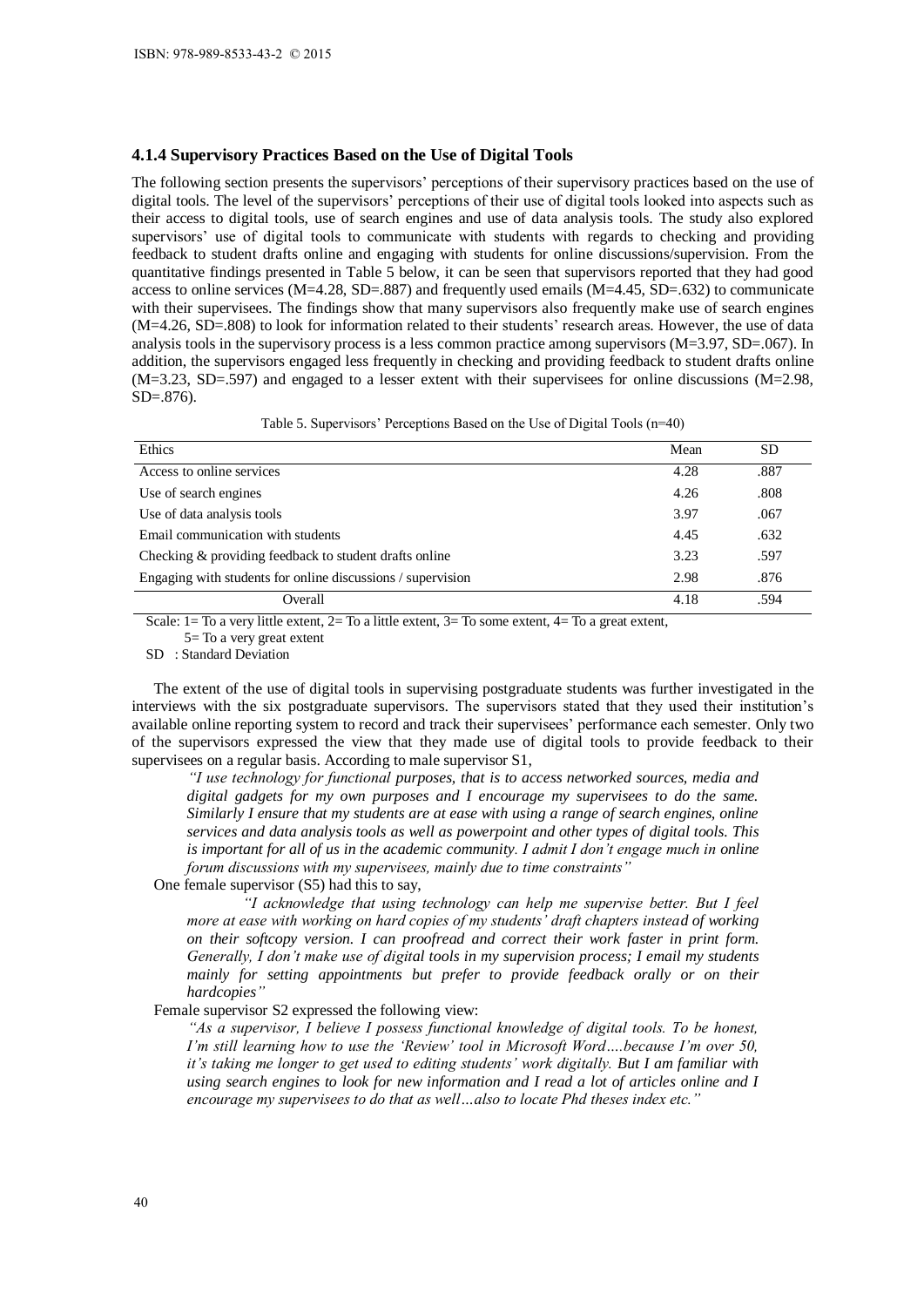### 4.1.4 Supervisory Practices Based on the Use of Digital Tools

The following section presents the supervisors' perceptions of their supervisory practices based on the use of digital tools. The level of the supervisors' perceptions of their use of digital tools looked into aspects such as their access to digital tools, use of search engines and use of data analysis tools. The study also explored supervisors' use of digital tools to communicate with students with regards to checking and providing feedback to student drafts online and engaging with students for online discussions/supervision. From the quantitative findings presented in Table 5 below, it can be seen that supervisors reported that they had good access to online services (M=4.28, SD=.887) and frequently used emails (M=4.45, SD=.632) to communicate with their supervisees. The findings show that many supervisors also frequently make use of search engines (M=4.26, SD=.808) to look for information related to their students' research areas. However, the use of data analysis tools in the supervisory process is a less common practice among supervisors (M=3.97, SD=.067). In addition, the supervisors engaged less frequently in checking and providing feedback to student drafts online (M=3.23, SD=.597) and engaged to a lesser extent with their supervisees for online discussions (M=2.98, SD=.876).

Table 5. Supervisors' Perceptions Based on the Use of Digital Tools (n=40)

| Ethics | Mean | SD |
|---|---|---|
| Access to online services | 4.28 | .887 |
| Use of search engines | 4.26 | .808 |
| Use of data analysis tools | 3.97 | .067 |
| Email communication with students | 4.45 | .632 |
| Checking & providing feedback to student drafts online | 3.23 | .597 |
| Engaging with students for online discussions / supervision | 2.98 | .876 |
| Overall | 4.18 | .594 |

Scale: 1= To a very little extent, 2= To a little extent, 3= To some extent, 4= To a great extent, 5= To a very great extent

SD : Standard Deviation

The extent of the use of digital tools in supervising postgraduate students was further investigated in the interviews with the six postgraduate supervisors. The supervisors stated that they used their institution's available online reporting system to record and track their supervisees' performance each semester. Only two of the supervisors expressed the view that they made use of digital tools to provide feedback to their supervisees on a regular basis. According to male supervisor S1,

> *"I use technology for functional purposes, that is to access networked sources, media and digital gadgets for my own purposes and I encourage my supervisees to do the same. Similarly I ensure that my students are at ease with using a range of search engines, online services and data analysis tools as well as powerpoint and other types of digital tools. This is important for all of us in the academic community. I admit I don't engage much in online forum discussions with my supervisees, mainly due to time constraints"*

One female supervisor (S5) had this to say,

> *"I acknowledge that using technology can help me supervise better. But I feel more at ease with working on hard copies of my students' draft chapters instead of working on their softcopy version. I can proofread and correct their work faster in print form. Generally, I don't make use of digital tools in my supervision process; I email my students mainly for setting appointments but prefer to provide feedback orally or on their hardcopies"*

Female supervisor S2 expressed the following view:

> *"As a supervisor, I believe I possess functional knowledge of digital tools. To be honest, I'm still learning how to use the 'Review' tool in Microsoft Word….because I'm over 50, it's taking me longer to get used to editing students' work digitally. But I am familiar with using search engines to look for new information and I read a lot of articles online and I encourage my supervisees to do that as well…also to locate Phd theses index etc."*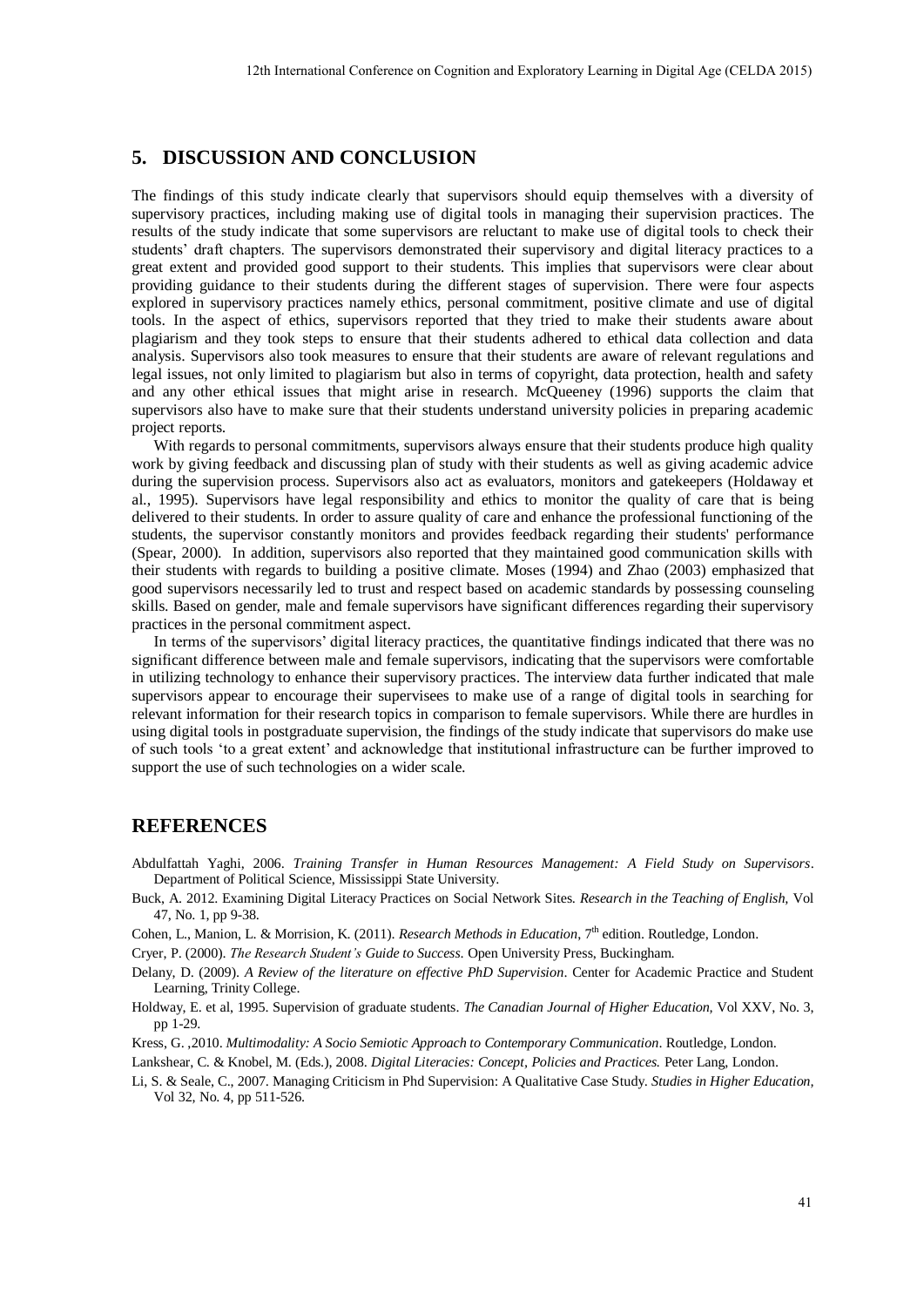## 5. DISCUSSION AND CONCLUSION

The findings of this study indicate clearly that supervisors should equip themselves with a diversity of supervisory practices, including making use of digital tools in managing their supervision practices. The results of the study indicate that some supervisors are reluctant to make use of digital tools to check their students' draft chapters. The supervisors demonstrated their supervisory and digital literacy practices to a great extent and provided good support to their students. This implies that supervisors were clear about providing guidance to their students during the different stages of supervision. There were four aspects explored in supervisory practices namely ethics, personal commitment, positive climate and use of digital tools. In the aspect of ethics, supervisors reported that they tried to make their students aware about plagiarism and they took steps to ensure that their students adhered to ethical data collection and data analysis. Supervisors also took measures to ensure that their students are aware of relevant regulations and legal issues, not only limited to plagiarism but also in terms of copyright, data protection, health and safety and any other ethical issues that might arise in research. McQueeney (1996) supports the claim that supervisors also have to make sure that their students understand university policies in preparing academic project reports.

With regards to personal commitments, supervisors always ensure that their students produce high quality work by giving feedback and discussing plan of study with their students as well as giving academic advice during the supervision process. Supervisors also act as evaluators, monitors and gatekeepers (Holdaway et al., 1995). Supervisors have legal responsibility and ethics to monitor the quality of care that is being delivered to their students. In order to assure quality of care and enhance the professional functioning of the students, the supervisor constantly monitors and provides feedback regarding their students' performance (Spear, 2000). In addition, supervisors also reported that they maintained good communication skills with their students with regards to building a positive climate. Moses (1994) and Zhao (2003) emphasized that good supervisors necessarily led to trust and respect based on academic standards by possessing counseling skills. Based on gender, male and female supervisors have significant differences regarding their supervisory practices in the personal commitment aspect.

In terms of the supervisors' digital literacy practices, the quantitative findings indicated that there was no significant difference between male and female supervisors, indicating that the supervisors were comfortable in utilizing technology to enhance their supervisory practices. The interview data further indicated that male supervisors appear to encourage their supervisees to make use of a range of digital tools in searching for relevant information for their research topics in comparison to female supervisors. While there are hurdles in using digital tools in postgraduate supervision, the findings of the study indicate that supervisors do make use of such tools 'to a great extent' and acknowledge that institutional infrastructure can be further improved to support the use of such technologies on a wider scale.

## REFERENCES

Abdulfattah Yaghi, 2006. *Training Transfer in Human Resources Management: A Field Study on Supervisors*. Department of Political Science, Mississippi State University.

Buck, A. 2012. Examining Digital Literacy Practices on Social Network Sites. *Research in the Teaching of English*, Vol 47, No. 1, pp 9-38.

Cohen, L., Manion, L. & Morrision, K. (2011). *Research Methods in Education*, 7th edition. Routledge, London.

Cryer, P. (2000). *The Research Student's Guide to Success.* Open University Press, Buckingham.

Delany, D. (2009). *A Review of the literature on effective PhD Supervision*. Center for Academic Practice and Student Learning, Trinity College.

Holdway, E. et al, 1995. Supervision of graduate students. *The Canadian Journal of Higher Education*, Vol XXV, No. 3, pp 1-29.

Kress, G. ,2010. *Multimodality: A Socio Semiotic Approach to Contemporary Communication*. Routledge, London.

Lankshear, C. & Knobel, M. (Eds.), 2008. *Digital Literacies: Concept, Policies and Practices.* Peter Lang, London.

Li, S. & Seale, C., 2007. Managing Criticism in Phd Supervision: A Qualitative Case Study. *Studies in Higher Education,* Vol 32, No. 4, pp 511-526.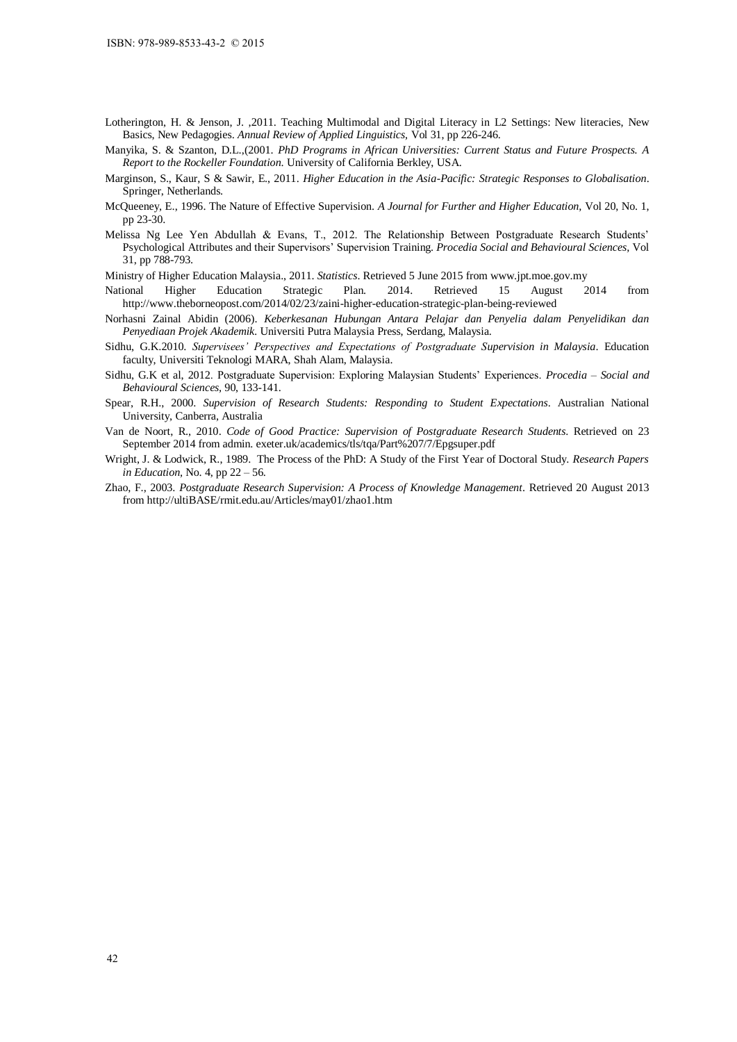Lotherington, H. & Jenson, J. ,2011. Teaching Multimodal and Digital Literacy in L2 Settings: New literacies, New Basics, New Pedagogies. *Annual Review of Applied Linguistics*, Vol 31, pp 226-246.

Manyika, S. & Szanton, D.L.,(2001. *PhD Programs in African Universities: Current Status and Future Prospects. A Report to the Rockeller Foundation.* University of California Berkley, USA.

Marginson, S., Kaur, S & Sawir, E., 2011. *Higher Education in the Asia-Pacific: Strategic Responses to Globalisation*. Springer, Netherlands.

McQueeney, E., 1996. The Nature of Effective Supervision. *A Journal for Further and Higher Education*, Vol 20, No. 1, pp 23-30.

Melissa Ng Lee Yen Abdullah & Evans, T., 2012. The Relationship Between Postgraduate Research Students' Psychological Attributes and their Supervisors' Supervision Training. *Procedia Social and Behavioural Sciences*, Vol 31, pp 788-793.

Ministry of Higher Education Malaysia., 2011. *Statistics*. Retrieved 5 June 2015 from www.jpt.moe.gov.my

National Higher Education Strategic Plan. 2014. Retrieved 15 August 2014 from http://www.theborneopost.com/2014/02/23/zaini-higher-education-strategic-plan-being-reviewed

Norhasni Zainal Abidin (2006). *Keberkesanan Hubungan Antara Pelajar dan Penyelia dalam Penyelidikan dan Penyediaan Projek Akademik*. Universiti Putra Malaysia Press, Serdang, Malaysia.

Sidhu, G.K.2010. *Supervisees' Perspectives and Expectations of Postgraduate Supervision in Malaysia*. Education faculty, Universiti Teknologi MARA, Shah Alam, Malaysia.

Sidhu, G.K et al, 2012. Postgraduate Supervision: Exploring Malaysian Students' Experiences. *Procedia – Social and Behavioural Sciences*, 90, 133-141.

Spear, R.H., 2000. *Supervision of Research Students: Responding to Student Expectations*. Australian National University, Canberra, Australia

Van de Noort, R., 2010. *Code of Good Practice: Supervision of Postgraduate Research Students.* Retrieved on 23 September 2014 from admin. exeter.uk/academics/tls/tqa/Part%207/7/Epgsuper.pdf

Wright, J. & Lodwick, R., 1989. The Process of the PhD: A Study of the First Year of Doctoral Study. *Research Papers in Education*, No. 4, pp 22 – 56.

Zhao, F., 2003. *Postgraduate Research Supervision: A Process of Knowledge Management*. Retrieved 20 August 2013 from http://ultiBASE/rmit.edu.au/Articles/may01/zhao1.htm